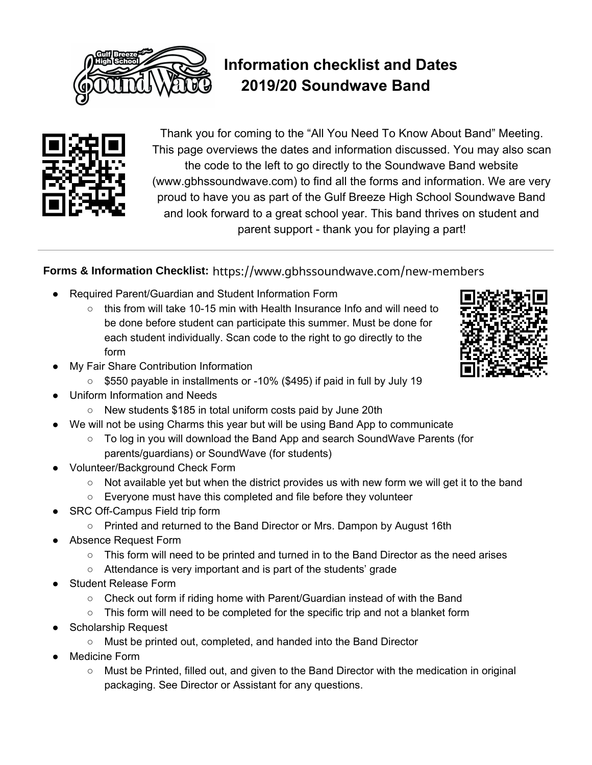# Information checklist and Dates
## 2019/20 Soundwave Band

Thank you for coming to the "All You Need To Know About Band" Meeting. This page overviews the dates and information discussed. You may also scan the code to the left to go directly to the Soundwave Band website (www.gbhssoundwave.com) to find all the forms and information. We are very proud to have you as part of the Gulf Breeze High School Soundwave Band and look forward to a great school year. This band thrives on student and parent support - thank you for playing a part!

---

**Forms & Information Checklist:** https://www.gbhssoundwave.com/new-members

- Required Parent/Guardian and Student Information Form
  - this from will take 10-15 min with Health Insurance Info and will need to be done before student can participate this summer. Must be done for each student individually. Scan code to the right to go directly to the form
- My Fair Share Contribution Information
  - $550 payable in installments or -10% ($495) if paid in full by July 19
- Uniform Information and Needs
  - New students $185 in total uniform costs paid by June 20th
- We will not be using Charms this year but will be using Band App to communicate
  - To log in you will download the Band App and search SoundWave Parents (for parents/guardians) or SoundWave (for students)
- Volunteer/Background Check Form
  - Not available yet but when the district provides us with new form we will get it to the band
  - Everyone must have this completed and file before they volunteer
- SRC Off-Campus Field trip form
  - Printed and returned to the Band Director or Mrs. Dampon by August 16th
- Absence Request Form
  - This form will need to be printed and turned in to the Band Director as the need arises
  - Attendance is very important and is part of the students' grade
- Student Release Form
  - Check out form if riding home with Parent/Guardian instead of with the Band
  - This form will need to be completed for the specific trip and not a blanket form
- Scholarship Request
  - Must be printed out, completed, and handed into the Band Director
- Medicine Form
  - Must be Printed, filled out, and given to the Band Director with the medication in original packaging. See Director or Assistant for any questions.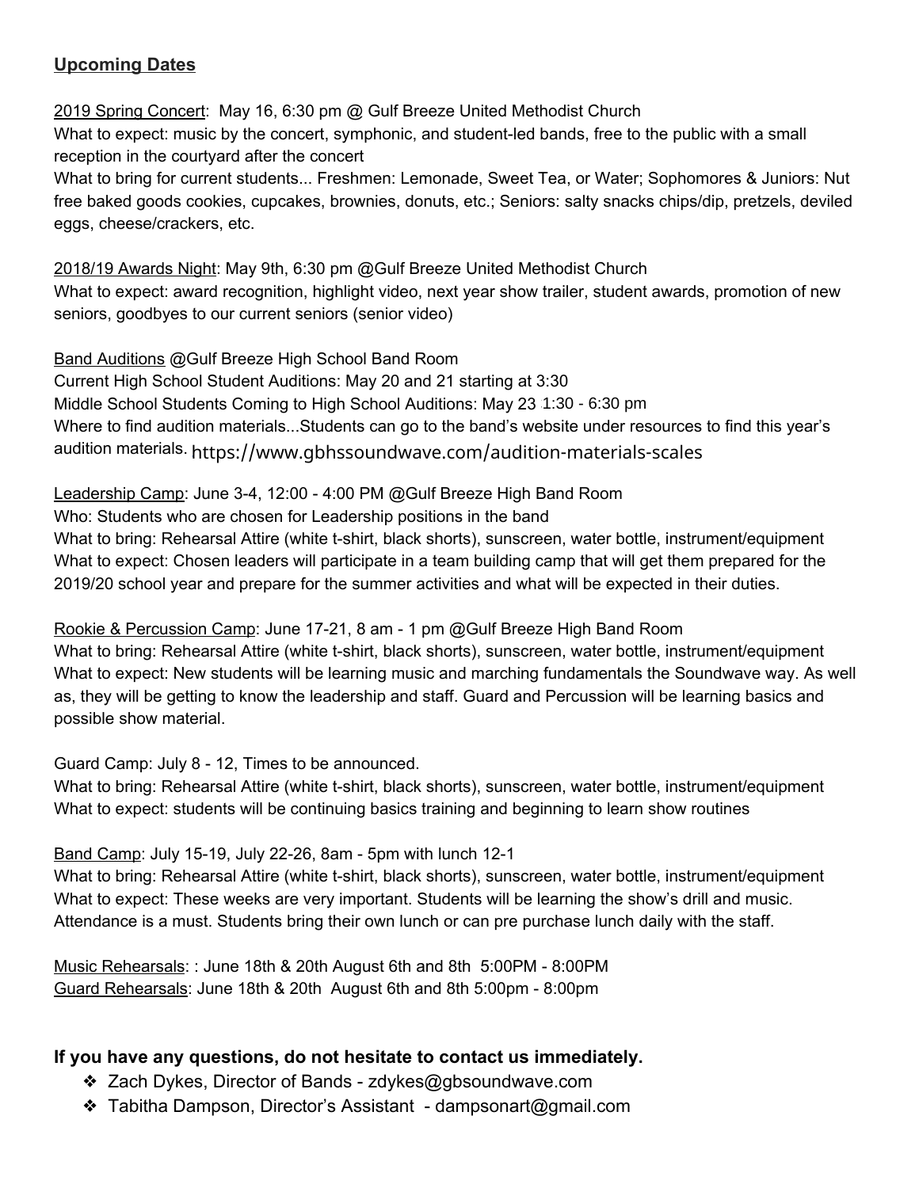## Upcoming Dates

2019 Spring Concert: May 16, 6:30 pm @ Gulf Breeze United Methodist Church
What to expect: music by the concert, symphonic, and student-led bands, free to the public with a small reception in the courtyard after the concert
What to bring for current students... Freshmen: Lemonade, Sweet Tea, or Water; Sophomores & Juniors: Nut free baked goods cookies, cupcakes, brownies, donuts, etc.; Seniors: salty snacks chips/dip, pretzels, deviled eggs, cheese/crackers, etc.

2018/19 Awards Night: May 9th, 6:30 pm @Gulf Breeze United Methodist Church
What to expect: award recognition, highlight video, next year show trailer, student awards, promotion of new seniors, goodbyes to our current seniors (senior video)

Band Auditions @Gulf Breeze High School Band Room
Current High School Student Auditions: May 20 and 21 starting at 3:30
Middle School Students Coming to High School Auditions: May 23 1:30 - 6:30 pm
Where to find audition materials...Students can go to the band's website under resources to find this year's audition materials. https://www.gbhssoundwave.com/audition-materials-scales

Leadership Camp: June 3-4, 12:00 - 4:00 PM @Gulf Breeze High Band Room
Who: Students who are chosen for Leadership positions in the band
What to bring: Rehearsal Attire (white t-shirt, black shorts), sunscreen, water bottle, instrument/equipment
What to expect: Chosen leaders will participate in a team building camp that will get them prepared for the 2019/20 school year and prepare for the summer activities and what will be expected in their duties.

Rookie & Percussion Camp: June 17-21, 8 am - 1 pm @Gulf Breeze High Band Room
What to bring: Rehearsal Attire (white t-shirt, black shorts), sunscreen, water bottle, instrument/equipment
What to expect: New students will be learning music and marching fundamentals the Soundwave way. As well as, they will be getting to know the leadership and staff. Guard and Percussion will be learning basics and possible show material.

Guard Camp: July 8 - 12, Times to be announced.
What to bring: Rehearsal Attire (white t-shirt, black shorts), sunscreen, water bottle, instrument/equipment
What to expect: students will be continuing basics training and beginning to learn show routines

Band Camp: July 15-19, July 22-26, 8am - 5pm with lunch 12-1
What to bring: Rehearsal Attire (white t-shirt, black shorts), sunscreen, water bottle, instrument/equipment
What to expect: These weeks are very important. Students will be learning the show's drill and music. Attendance is a must. Students bring their own lunch or can pre purchase lunch daily with the staff.

Music Rehearsals: : June 18th & 20th August 6th and 8th 5:00PM - 8:00PM
Guard Rehearsals: June 18th & 20th August 6th and 8th 5:00pm - 8:00pm

### If you have any questions, do not hesitate to contact us immediately.

- Zach Dykes, Director of Bands - zdykes@gbsoundwave.com
- Tabitha Dampson, Director's Assistant - dampsonart@gmail.com